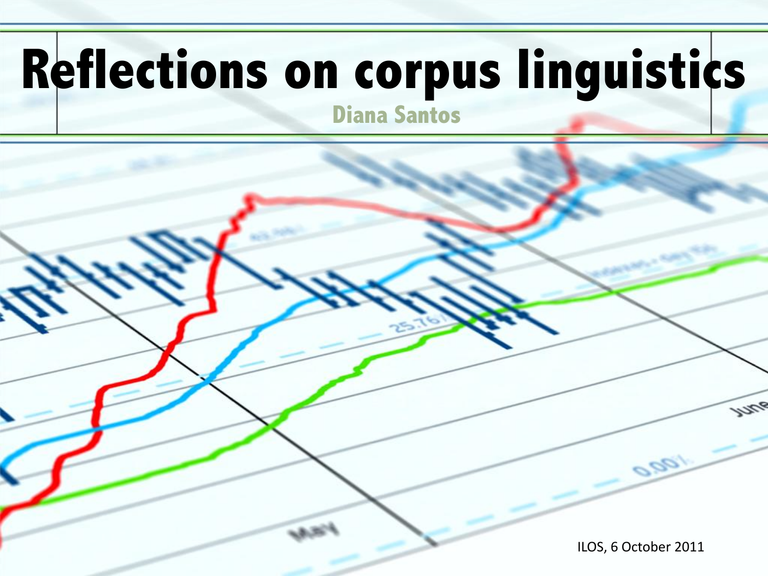# Reflections on corpus linguistics

**Diana Santos**

ILOS, 6 October 2011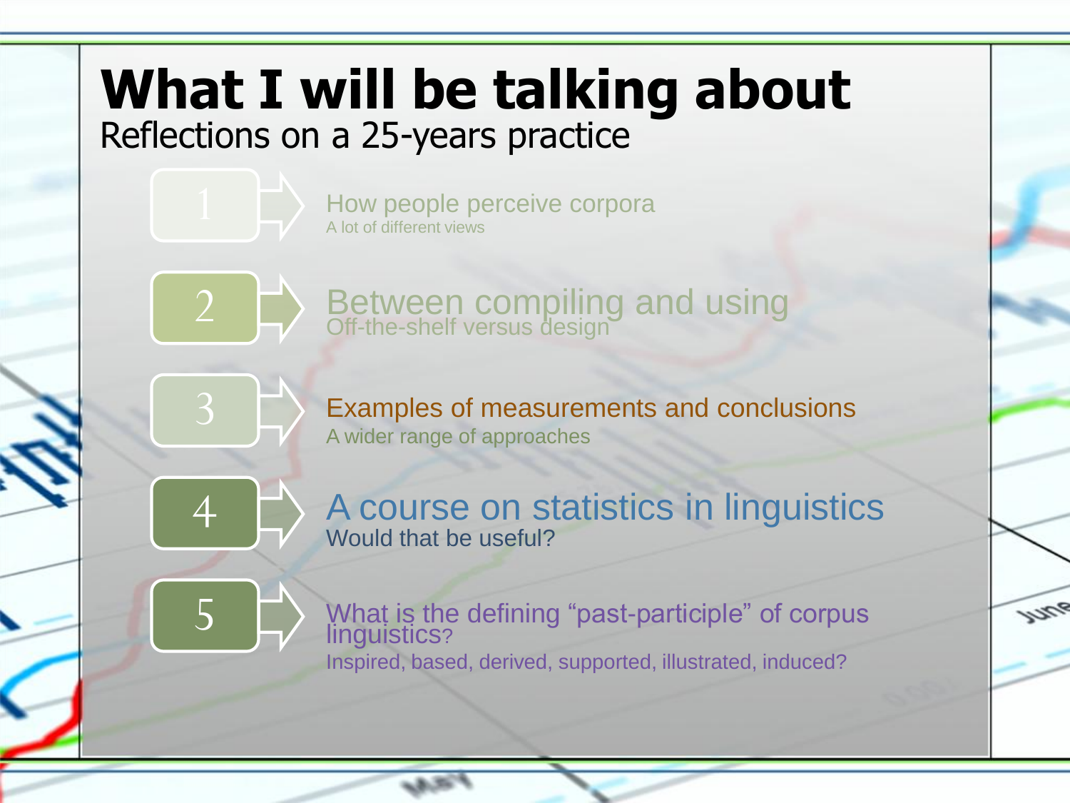# What I will be talking about

Reflections on a 25-years practice

1. How people perceive corpora
   A lot of different views

2. Between compiling and using
   Off-the-shelf versus design

3. Examples of measurements and conclusions
   A wider range of approaches

4. A course on statistics in linguistics
   Would that be useful?

5. What is the defining “past-participle” of corpus linguistics?
   Inspired, based, derived, supported, illustrated, induced?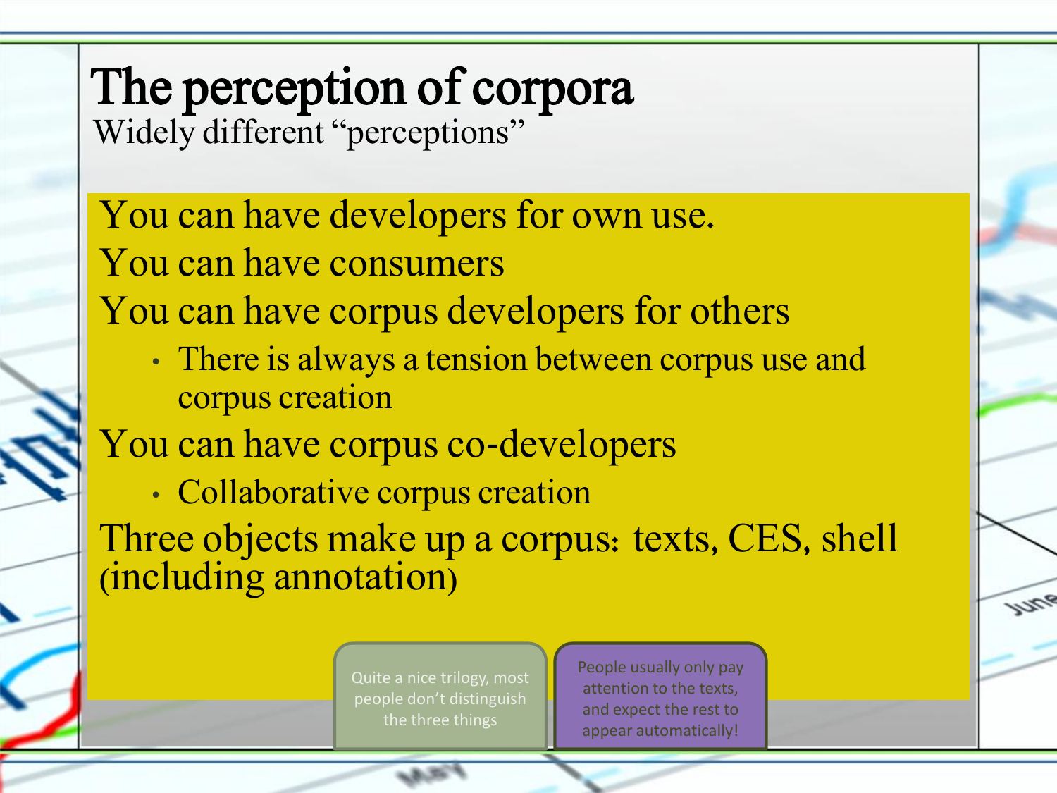# The perception of corpora

Widely different "perceptions"

You can have developers for own use.

You can have consumers

You can have corpus developers for others

- There is always a tension between corpus use and corpus creation

You can have corpus co-developers

- Collaborative corpus creation

Three objects make up a corpus: texts, CES, shell (including annotation)

Quite a nice trilogy, most people don't distinguish the three things

People usually only pay attention to the texts, and expect the rest to appear automatically!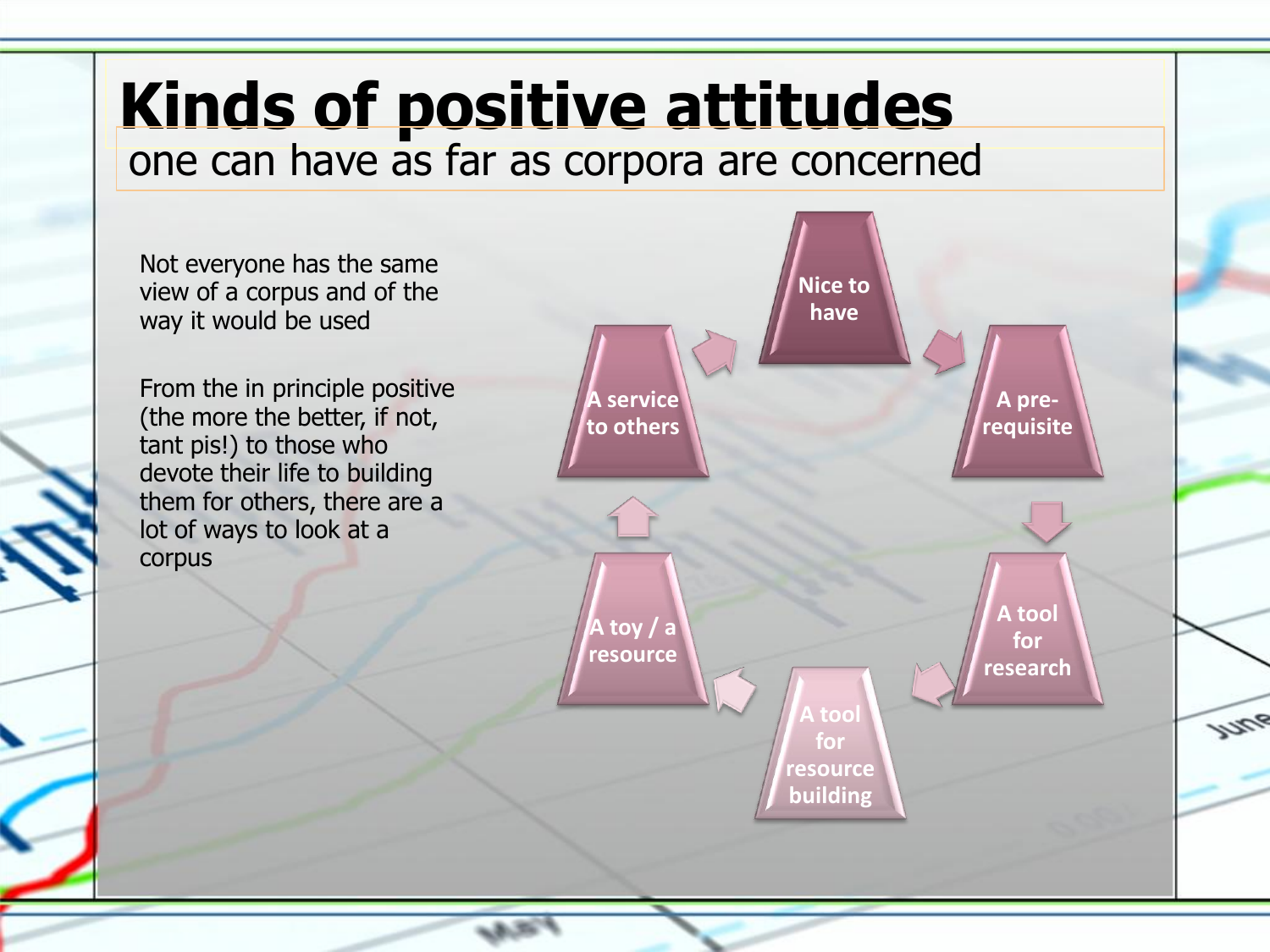# Kinds of positive attitudes

one can have as far as corpora are concerned

Not everyone has the same view of a corpus and of the way it would be used

From the in principle positive (the more the better, if not, tant pis!) to those who devote their life to building them for others, there are a lot of ways to look at a corpus

- Nice to have
- A pre-requisite
- A tool for research
- A tool for resource building
- A toy / a resource
- A service to others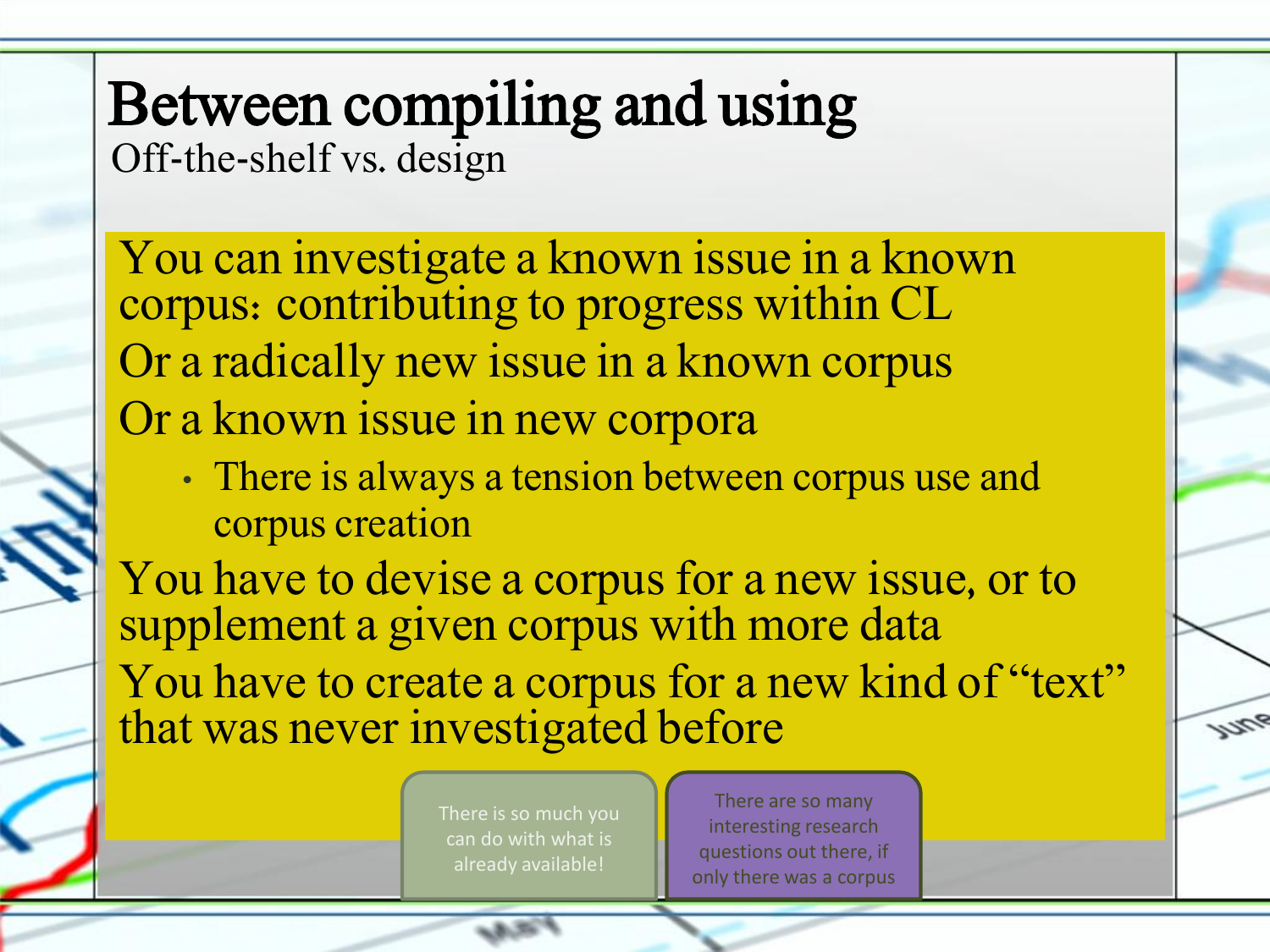# Between compiling and using

Off-the-shelf vs. design

You can investigate a known issue in a known corpus: contributing to progress within CL

Or a radically new issue in a known corpus

Or a known issue in new corpora

- There is always a tension between corpus use and corpus creation

You have to devise a corpus for a new issue, or to supplement a given corpus with more data

You have to create a corpus for a new kind of "text" that was never investigated before

There is so much you can do with what is already available!

There are so many interesting research questions out there, if only there was a corpus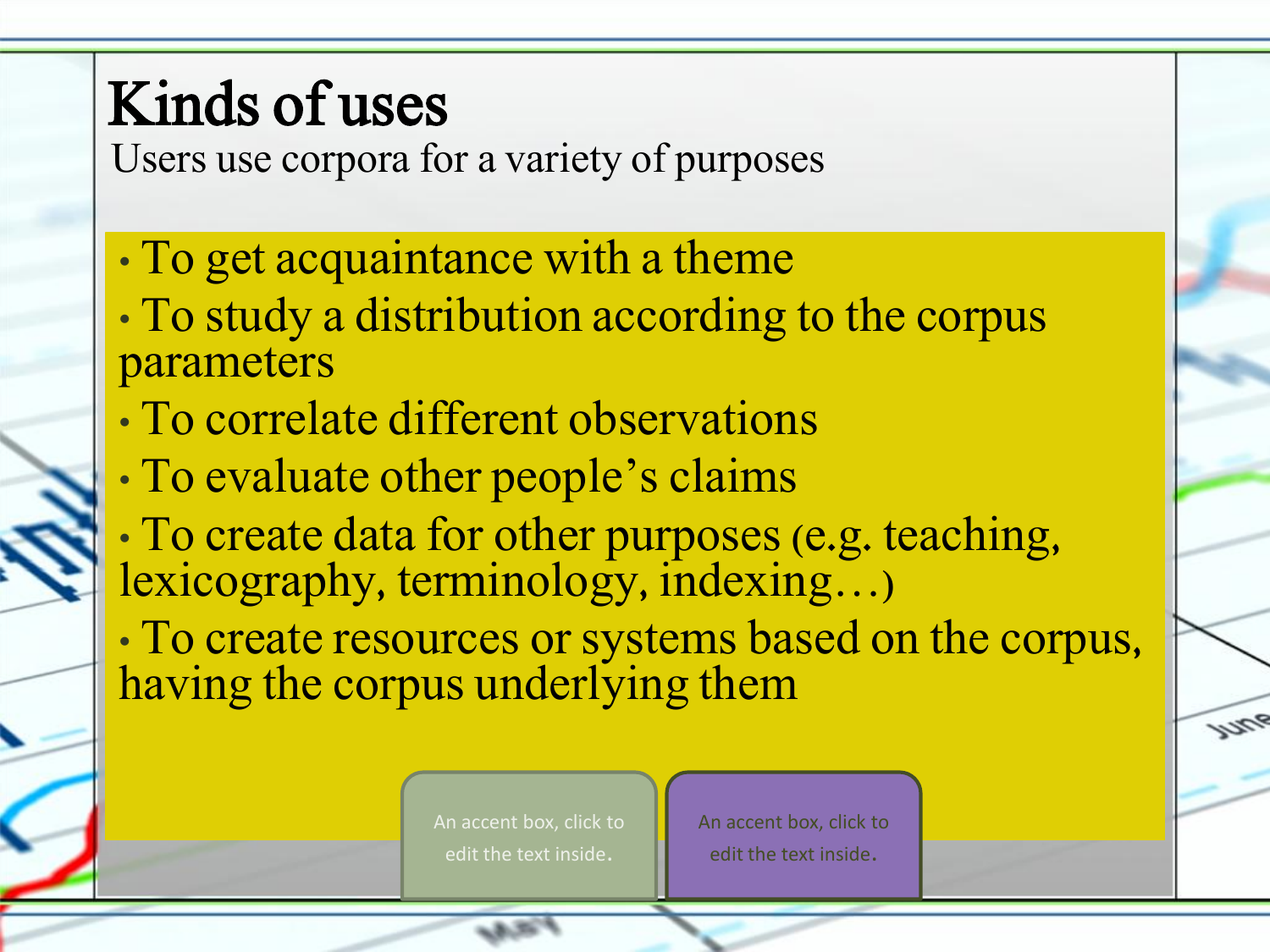# Kinds of uses

Users use corpora for a variety of purposes

- To get acquaintance with a theme
- To study a distribution according to the corpus parameters
- To correlate different observations
- To evaluate other people's claims
- To create data for other purposes (e.g. teaching, lexicography, terminology, indexing…)
- To create resources or systems based on the corpus, having the corpus underlying them

An accent box, click to edit the text inside.

An accent box, click to edit the text inside.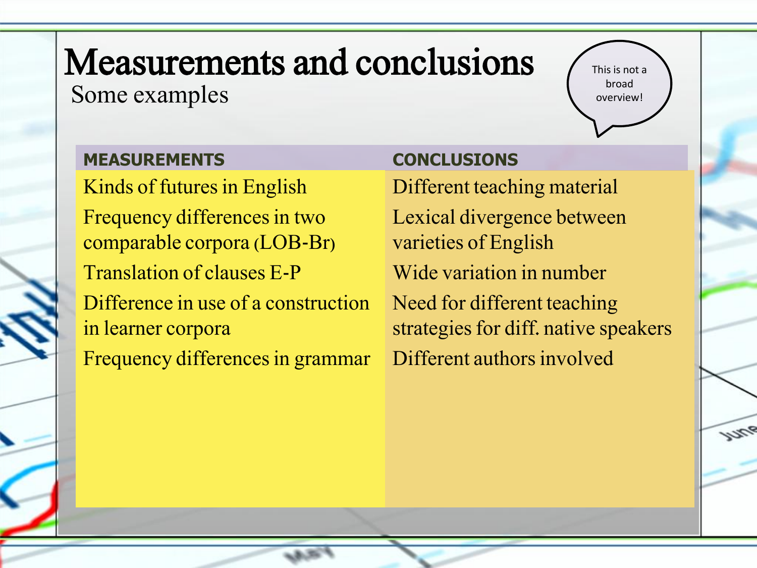# Measurements and conclusions

Some examples

This is not a broad overview!

| MEASUREMENTS | CONCLUSIONS |
|---|---|
| Kinds of futures in English | Different teaching material |
| Frequency differences in two comparable corpora (LOB-Br) | Lexical divergence between varieties of English |
| Translation of clauses E-P | Wide variation in number |
| Difference in use of a construction in learner corpora | Need for different teaching strategies for diff. native speakers |
| Frequency differences in grammar | Different authors involved |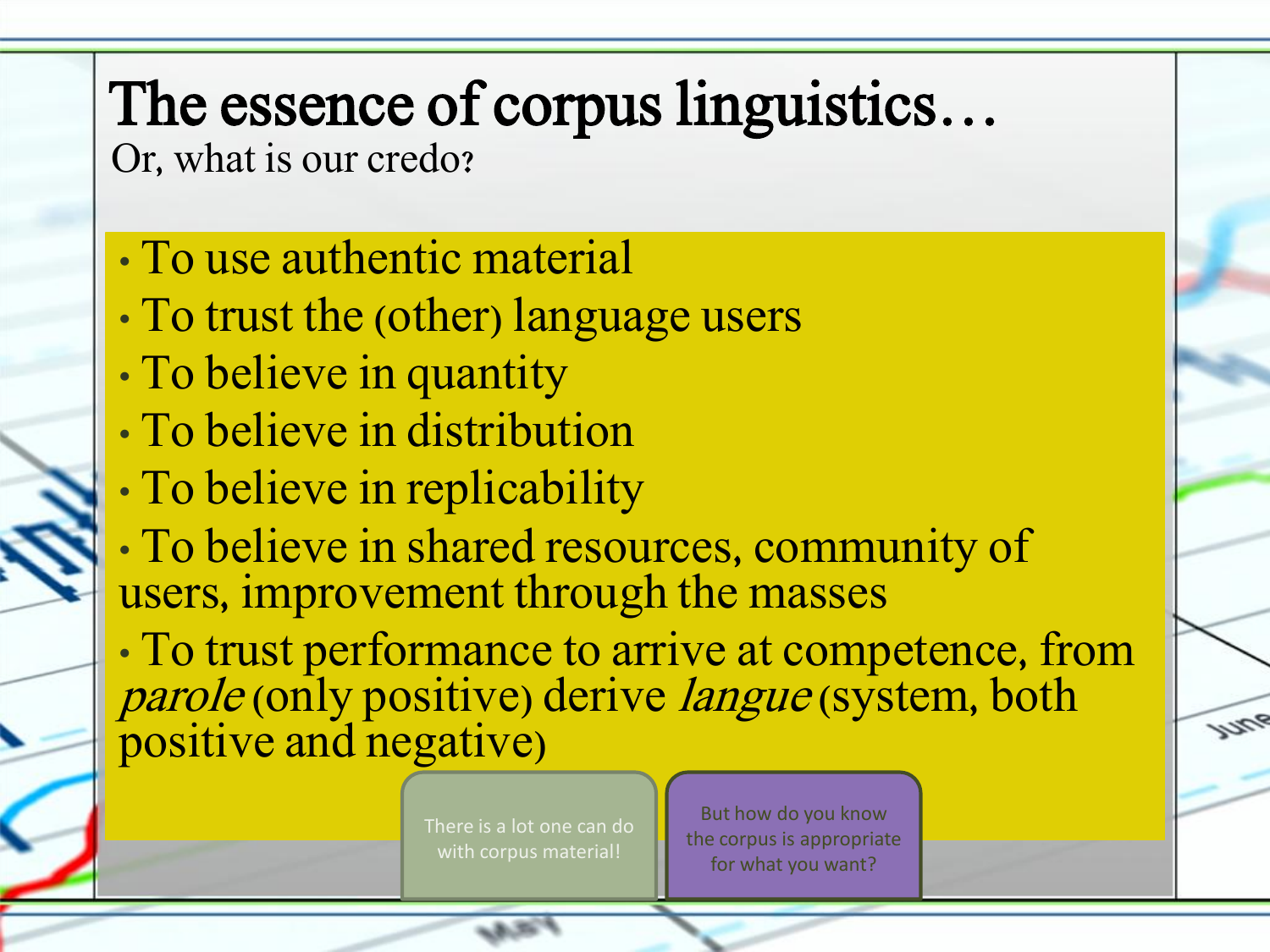# The essence of corpus linguistics…

Or, what is our credo?

- To use authentic material
- To trust the (other) language users
- To believe in quantity
- To believe in distribution
- To believe in replicability
- To believe in shared resources, community of users, improvement through the masses
- To trust performance to arrive at competence, from *parole* (only positive) derive *langue* (system, both positive and negative)

There is a lot one can do with corpus material!

But how do you know the corpus is appropriate for what you want?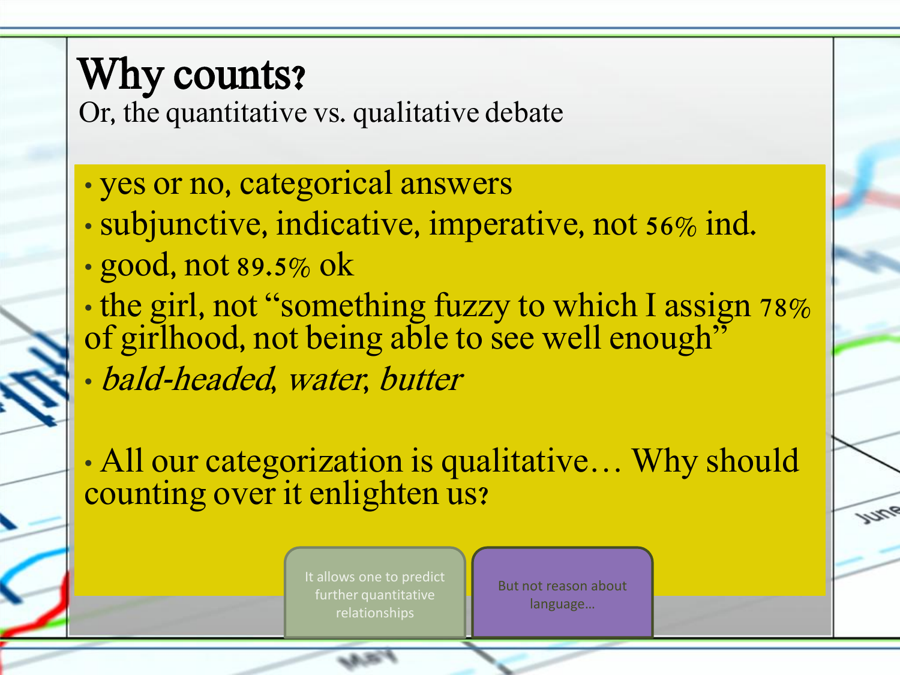# Why counts?

Or, the quantitative vs. qualitative debate

- yes or no, categorical answers
- subjunctive, indicative, imperative, not 56% ind.
- good, not 89.5% ok
- the girl, not "something fuzzy to which I assign 78% of girlhood, not being able to see well enough"
- *bald-headed, water, butter*

- All our categorization is qualitative… Why should counting over it enlighten us?

It allows one to predict further quantitative relationships

But not reason about language…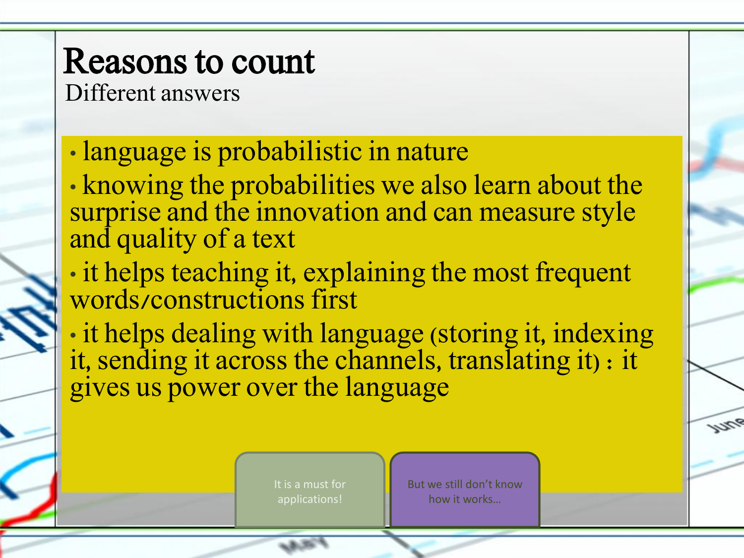# Reasons to count

Different answers

- language is probabilistic in nature
- knowing the probabilities we also learn about the surprise and the innovation and can measure style and quality of a text
- it helps teaching it, explaining the most frequent words/constructions first
- it helps dealing with language (storing it, indexing it, sending it across the channels, translating it) : it gives us power over the language

It is a must for applications!

But we still don't know how it works…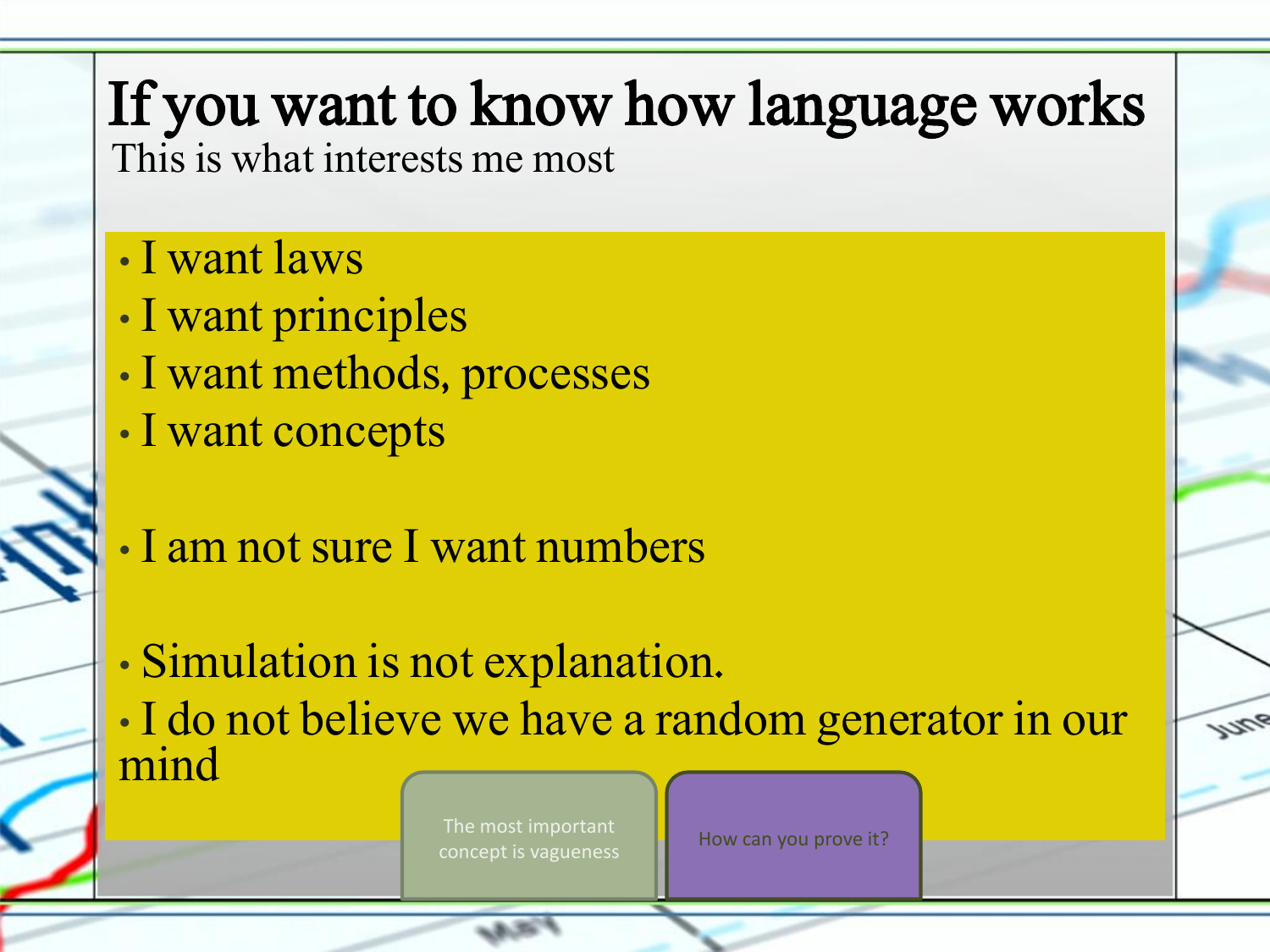# If you want to know how language works

This is what interests me most

- I want laws
- I want principles
- I want methods, processes
- I want concepts

- I am not sure I want numbers

- Simulation is not explanation.
- I do not believe we have a random generator in our mind

The most important concept is vagueness

How can you prove it?